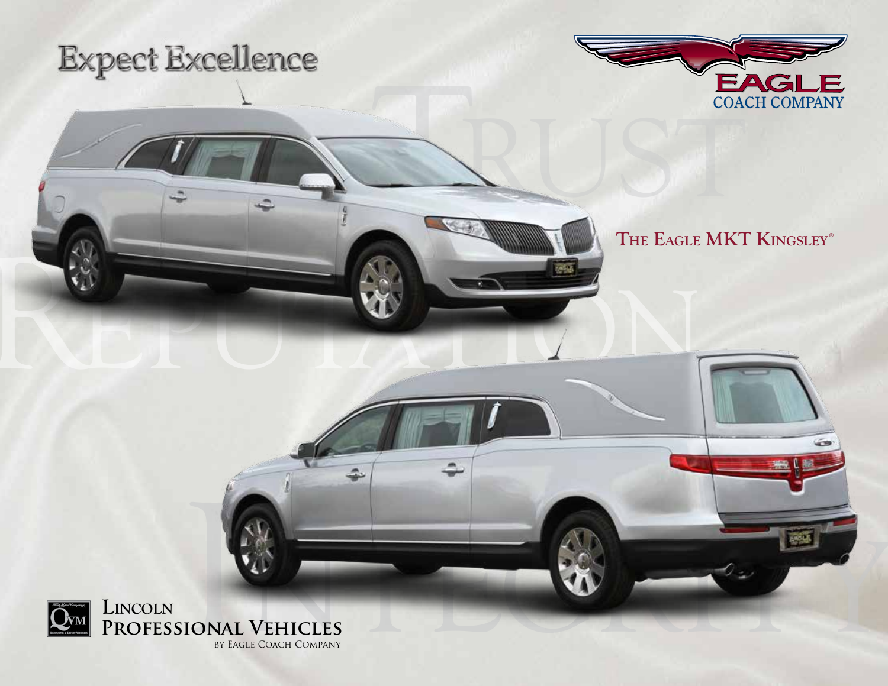# Expect Excellence

EAGLE
COACH COMPANY

TRUST

REPUTATION

INTEGRITY

## The Eagle MKT Kingsley®

Lincoln
Professional Vehicles
by Eagle Coach Company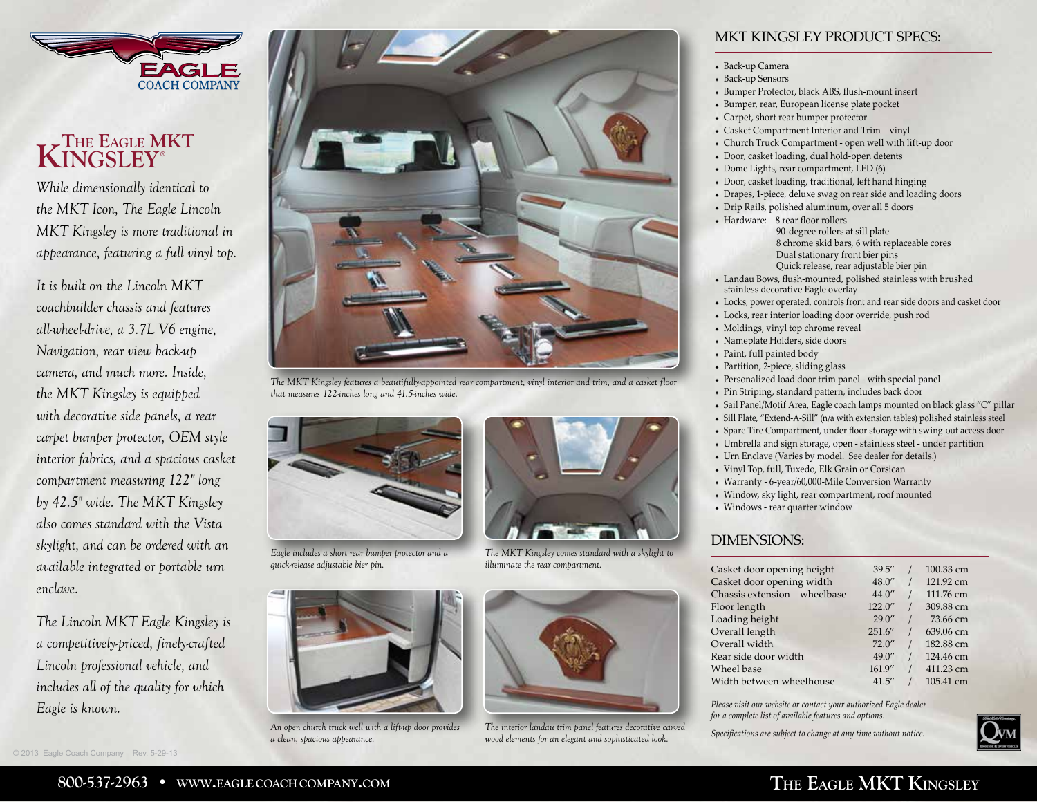# The Eagle MKT Kingsley®

*While dimensionally identical to the MKT Icon, The Eagle Lincoln MKT Kingsley is more traditional in appearance, featuring a full vinyl top.*

*It is built on the Lincoln MKT coachbuilder chassis and features all-wheel-drive, a 3.7L V6 engine, Navigation, rear view back-up camera, and much more. Inside, the MKT Kingsley is equipped with decorative side panels, a rear carpet bumper protector, OEM style interior fabrics, and a spacious casket compartment measuring 122" long by 42.5" wide. The MKT Kingsley also comes standard with the Vista skylight, and can be ordered with an available integrated or portable urn enclave.*

*The Lincoln MKT Eagle Kingsley is a competitively-priced, finely-crafted Lincoln professional vehicle, and includes all of the quality for which Eagle is known.*

*The MKT Kingsley features a beautifully-appointed rear compartment, vinyl interior and trim, and a casket floor that measures 122-inches long and 41.5-inches wide.*

*Eagle includes a short rear bumper protector and a quick-release adjustable bier pin.*

*The MKT Kingsley comes standard with a skylight to illuminate the rear compartment.*

*An open church truck well with a lift-up door provides a clean, spacious appearance.*

*The interior landau trim panel features decorative carved wood elements for an elegant and sophisticated look.*

## MKT Kingsley Product Specs:

- Back-up Camera
- Back-up Sensors
- Bumper Protector, black ABS, flush-mount insert
- Bumper, rear, European license plate pocket
- Carpet, short rear bumper protector
- Casket Compartment Interior and Trim – vinyl
- Church Truck Compartment - open well with lift-up door
- Door, casket loading, dual hold-open detents
- Dome Lights, rear compartment, LED (6)
- Door, casket loading, traditional, left hand hinging
- Drapes, 1-piece, deluxe swag on rear side and loading doors
- Drip Rails, polished aluminum, over all 5 doors
- Hardware: 8 rear floor rollers
  - 90-degree rollers at sill plate
  - 8 chrome skid bars, 6 with replaceable cores
  - Dual stationary front bier pins
  - Quick release, rear adjustable bier pin
- Landau Bows, flush-mounted, polished stainless with brushed stainless decorative Eagle overlay
- Locks, power operated, controls front and rear side doors and casket door
- Locks, rear interior loading door override, push rod
- Moldings, vinyl top chrome reveal
- Nameplate Holders, side doors
- Paint, full painted body
- Partition, 2-piece, sliding glass
- Personalized load door trim panel - with special panel
- Pin Striping, standard pattern, includes back door
- Sail Panel/Motif Area, Eagle coach lamps mounted on black glass "C" pillar
- Sill Plate, "Extend-A-Sill" (n/a with extension tables) polished stainless steel
- Spare Tire Compartment, under floor storage with swing-out access door
- Umbrella and sign storage, open - stainless steel - under partition
- Urn Enclave (Varies by model. See dealer for details.)
- Vinyl Top, full, Tuxedo, Elk Grain or Corsican
- Warranty - 6-year/60,000-Mile Conversion Warranty
- Window, sky light, rear compartment, roof mounted
- Windows - rear quarter window

## Dimensions:

| | | | |
|---|---|---|---|
| Casket door opening height | 39.5" | / | 100.33 cm |
| Casket door opening width | 48.0" | / | 121.92 cm |
| Chassis extension – wheelbase | 44.0" | / | 111.76 cm |
| Floor length | 122.0" | / | 309.88 cm |
| Loading height | 29.0" | / | 73.66 cm |
| Overall length | 251.6" | / | 639.06 cm |
| Overall width | 72.0" | / | 182.88 cm |
| Rear side door width | 49.0" | / | 124.46 cm |
| Wheel base | 161.9" | / | 411.23 cm |
| Width between wheelhouse | 41.5" | / | 105.41 cm |

*Please visit our website or contact your authorized Eagle dealer for a complete list of available features and options.*

*Specifications are subject to change at any time without notice.*

© 2013 Eagle Coach Company Rev. 5-29-13

800-537-2963 • www.eaglecoachcompany.com